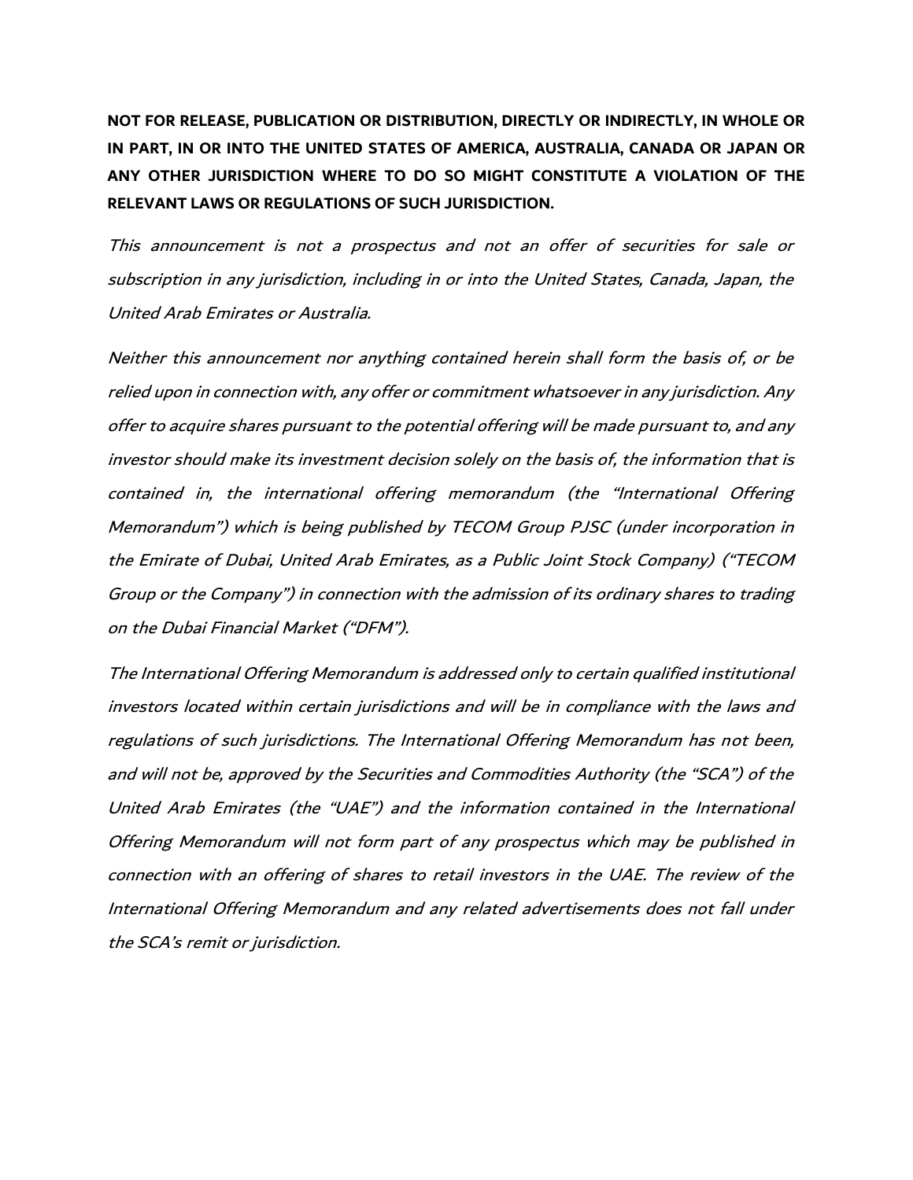**NOT FOR RELEASE, PUBLICATION OR DISTRIBUTION, DIRECTLY OR INDIRECTLY, IN WHOLE OR IN PART, IN OR INTO THE UNITED STATES OF AMERICA, AUSTRALIA, CANADA OR JAPAN OR ANY OTHER JURISDICTION WHERE TO DO SO MIGHT CONSTITUTE A VIOLATION OF THE RELEVANT LAWS OR REGULATIONS OF SUCH JURISDICTION.**

*This announcement is not a prospectus and not an offer of securities for sale or subscription in any jurisdiction, including in or into the United States, Canada, Japan, the United Arab Emirates or Australia.*

*Neither this announcement nor anything contained herein shall form the basis of, or be relied upon in connection with, any offer or commitment whatsoever in any jurisdiction. Any offer to acquire shares pursuant to the potential offering will be made pursuant to, and any investor should make its investment decision solely on the basis of, the information that is contained in, the international offering memorandum (the "International Offering Memorandum") which is being published by TECOM Group PJSC (under incorporation in the Emirate of Dubai, United Arab Emirates, as a Public Joint Stock Company) ("TECOM Group or the Company") in connection with the admission of its ordinary shares to trading on the Dubai Financial Market ("DFM").*

*The International Offering Memorandum is addressed only to certain qualified institutional investors located within certain jurisdictions and will be in compliance with the laws and regulations of such jurisdictions. The International Offering Memorandum has not been, and will not be, approved by the Securities and Commodities Authority (the "SCA") of the United Arab Emirates (the "UAE") and the information contained in the International Offering Memorandum will not form part of any prospectus which may be published in connection with an offering of shares to retail investors in the UAE. The review of the International Offering Memorandum and any related advertisements does not fall under the SCA's remit or jurisdiction.*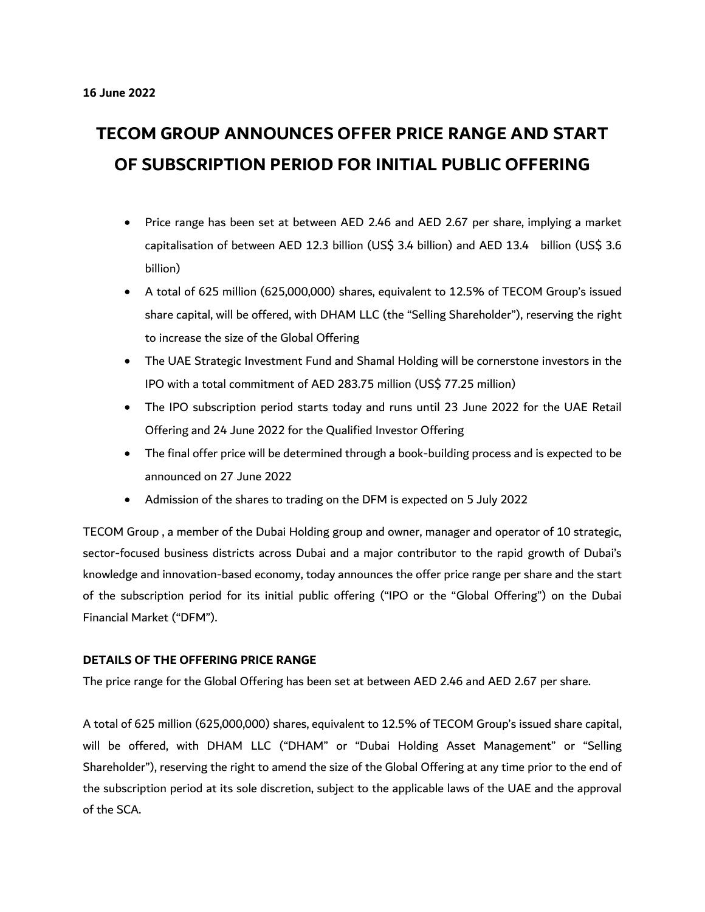**16 June 2022**

# TECOM GROUP ANNOUNCES OFFER PRICE RANGE AND START OF SUBSCRIPTION PERIOD FOR INITIAL PUBLIC OFFERING

- Price range has been set at between AED 2.46 and AED 2.67 per share, implying a market capitalisation of between AED 12.3 billion (US$ 3.4 billion) and AED 13.4 billion (US$ 3.6 billion)
- A total of 625 million (625,000,000) shares, equivalent to 12.5% of TECOM Group's issued share capital, will be offered, with DHAM LLC (the "Selling Shareholder"), reserving the right to increase the size of the Global Offering
- The UAE Strategic Investment Fund and Shamal Holding will be cornerstone investors in the IPO with a total commitment of AED 283.75 million (US$ 77.25 million)
- The IPO subscription period starts today and runs until 23 June 2022 for the UAE Retail Offering and 24 June 2022 for the Qualified Investor Offering
- The final offer price will be determined through a book-building process and is expected to be announced on 27 June 2022
- Admission of the shares to trading on the DFM is expected on 5 July 2022

TECOM Group , a member of the Dubai Holding group and owner, manager and operator of 10 strategic, sector-focused business districts across Dubai and a major contributor to the rapid growth of Dubai's knowledge and innovation-based economy, today announces the offer price range per share and the start of the subscription period for its initial public offering ("IPO or the "Global Offering") on the Dubai Financial Market ("DFM").

**DETAILS OF THE OFFERING PRICE RANGE**

The price range for the Global Offering has been set at between AED 2.46 and AED 2.67 per share.

A total of 625 million (625,000,000) shares, equivalent to 12.5% of TECOM Group's issued share capital, will be offered, with DHAM LLC ("DHAM" or "Dubai Holding Asset Management" or "Selling Shareholder"), reserving the right to amend the size of the Global Offering at any time prior to the end of the subscription period at its sole discretion, subject to the applicable laws of the UAE and the approval of the SCA.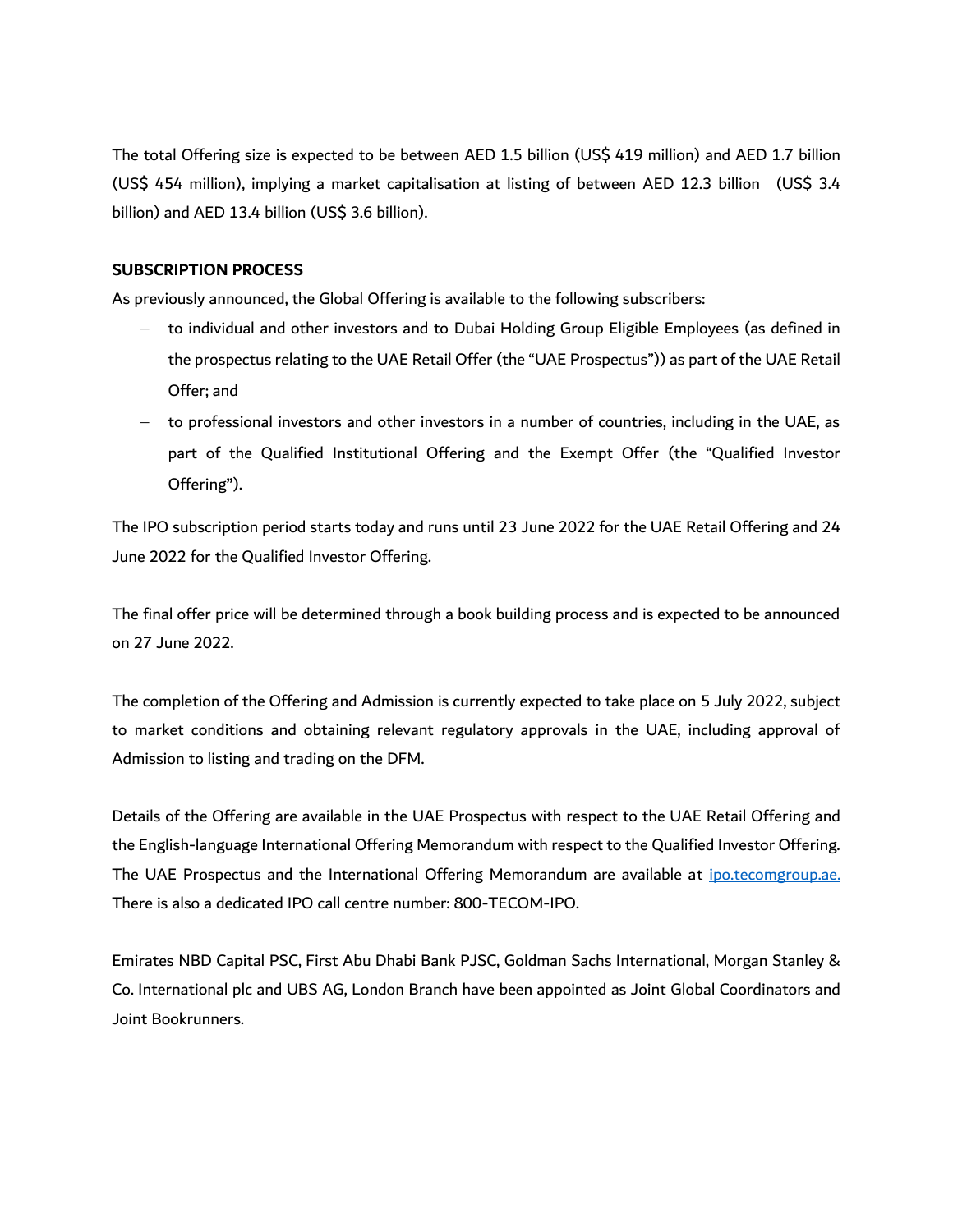The total Offering size is expected to be between AED 1.5 billion (US$ 419 million) and AED 1.7 billion (US$ 454 million), implying a market capitalisation at listing of between AED 12.3 billion (US$ 3.4 billion) and AED 13.4 billion (US$ 3.6 billion).

**SUBSCRIPTION PROCESS**

As previously announced, the Global Offering is available to the following subscribers:

- to individual and other investors and to Dubai Holding Group Eligible Employees (as defined in the prospectus relating to the UAE Retail Offer (the "UAE Prospectus")) as part of the UAE Retail Offer; and
- to professional investors and other investors in a number of countries, including in the UAE, as part of the Qualified Institutional Offering and the Exempt Offer (the "Qualified Investor Offering").

The IPO subscription period starts today and runs until 23 June 2022 for the UAE Retail Offering and 24 June 2022 for the Qualified Investor Offering.

The final offer price will be determined through a book building process and is expected to be announced on 27 June 2022.

The completion of the Offering and Admission is currently expected to take place on 5 July 2022, subject to market conditions and obtaining relevant regulatory approvals in the UAE, including approval of Admission to listing and trading on the DFM.

Details of the Offering are available in the UAE Prospectus with respect to the UAE Retail Offering and the English-language International Offering Memorandum with respect to the Qualified Investor Offering. The UAE Prospectus and the International Offering Memorandum are available at ipo.tecomgroup.ae. There is also a dedicated IPO call centre number: 800-TECOM-IPO.

Emirates NBD Capital PSC, First Abu Dhabi Bank PJSC, Goldman Sachs International, Morgan Stanley & Co. International plc and UBS AG, London Branch have been appointed as Joint Global Coordinators and Joint Bookrunners.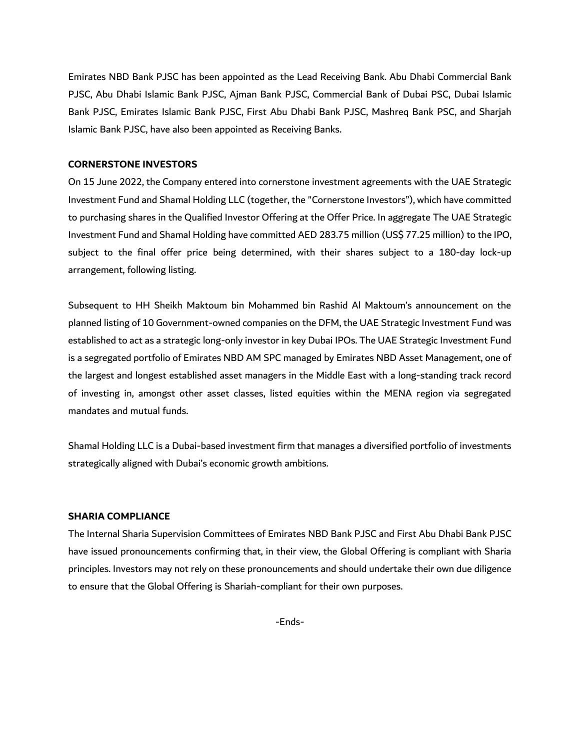Emirates NBD Bank PJSC has been appointed as the Lead Receiving Bank. Abu Dhabi Commercial Bank PJSC, Abu Dhabi Islamic Bank PJSC, Ajman Bank PJSC, Commercial Bank of Dubai PSC, Dubai Islamic Bank PJSC, Emirates Islamic Bank PJSC, First Abu Dhabi Bank PJSC, Mashreq Bank PSC, and Sharjah Islamic Bank PJSC, have also been appointed as Receiving Banks.

**CORNERSTONE INVESTORS**

On 15 June 2022, the Company entered into cornerstone investment agreements with the UAE Strategic Investment Fund and Shamal Holding LLC (together, the "Cornerstone Investors"), which have committed to purchasing shares in the Qualified Investor Offering at the Offer Price. In aggregate The UAE Strategic Investment Fund and Shamal Holding have committed AED 283.75 million (US$ 77.25 million) to the IPO, subject to the final offer price being determined, with their shares subject to a 180-day lock-up arrangement, following listing.

Subsequent to HH Sheikh Maktoum bin Mohammed bin Rashid Al Maktoum's announcement on the planned listing of 10 Government-owned companies on the DFM, the UAE Strategic Investment Fund was established to act as a strategic long-only investor in key Dubai IPOs. The UAE Strategic Investment Fund is a segregated portfolio of Emirates NBD AM SPC managed by Emirates NBD Asset Management, one of the largest and longest established asset managers in the Middle East with a long-standing track record of investing in, amongst other asset classes, listed equities within the MENA region via segregated mandates and mutual funds.

Shamal Holding LLC is a Dubai-based investment firm that manages a diversified portfolio of investments strategically aligned with Dubai's economic growth ambitions.

**SHARIA COMPLIANCE**

The Internal Sharia Supervision Committees of Emirates NBD Bank PJSC and First Abu Dhabi Bank PJSC have issued pronouncements confirming that, in their view, the Global Offering is compliant with Sharia principles. Investors may not rely on these pronouncements and should undertake their own due diligence to ensure that the Global Offering is Shariah-compliant for their own purposes.

-Ends-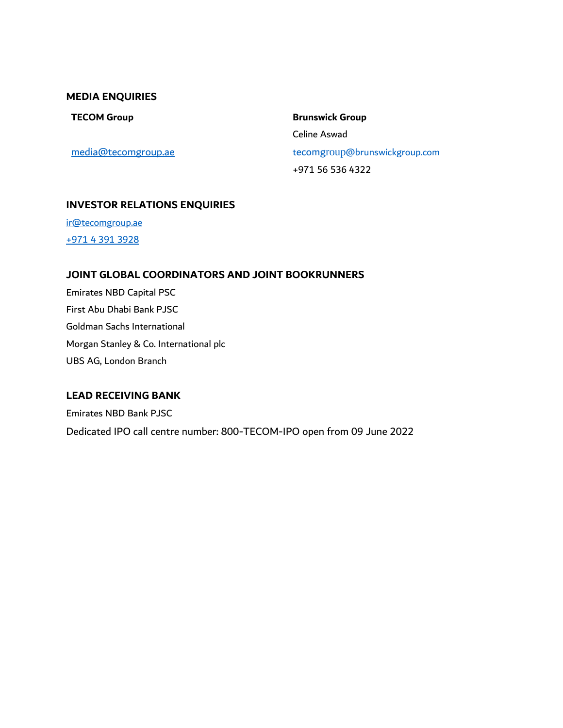**MEDIA ENQUIRIES**

| TECOM Group | Brunswick Group |
| --- | --- |
| | Celine Aswad |
| media@tecomgroup.ae | tecomgroup@brunswickgroup.com |
| | +971 56 536 4322 |

**INVESTOR RELATIONS ENQUIRIES**

ir@tecomgroup.ae

+971 4 391 3928

**JOINT GLOBAL COORDINATORS AND JOINT BOOKRUNNERS**

Emirates NBD Capital PSC

First Abu Dhabi Bank PJSC

Goldman Sachs International

Morgan Stanley & Co. International plc

UBS AG, London Branch

**LEAD RECEIVING BANK**

Emirates NBD Bank PJSC

Dedicated IPO call centre number: 800-TECOM-IPO open from 09 June 2022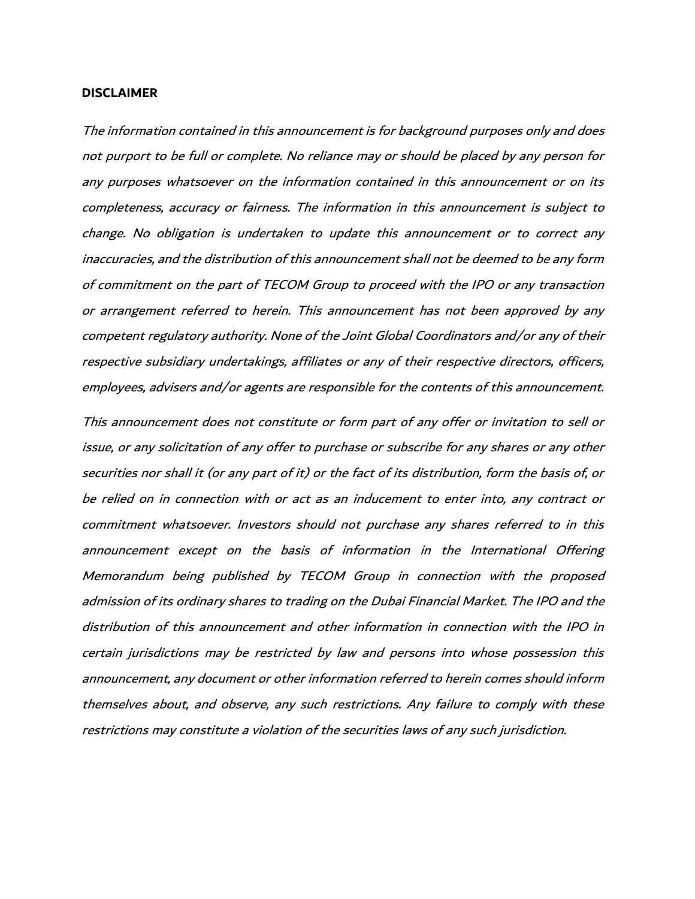**DISCLAIMER**

*The information contained in this announcement is for background purposes only and does not purport to be full or complete. No reliance may or should be placed by any person for any purposes whatsoever on the information contained in this announcement or on its completeness, accuracy or fairness. The information in this announcement is subject to change. No obligation is undertaken to update this announcement or to correct any inaccuracies, and the distribution of this announcement shall not be deemed to be any form of commitment on the part of TECOM Group to proceed with the IPO or any transaction or arrangement referred to herein. This announcement has not been approved by any competent regulatory authority. None of the Joint Global Coordinators and/or any of their respective subsidiary undertakings, affiliates or any of their respective directors, officers, employees, advisers and/or agents are responsible for the contents of this announcement.*

*This announcement does not constitute or form part of any offer or invitation to sell or issue, or any solicitation of any offer to purchase or subscribe for any shares or any other securities nor shall it (or any part of it) or the fact of its distribution, form the basis of, or be relied on in connection with or act as an inducement to enter into, any contract or commitment whatsoever. Investors should not purchase any shares referred to in this announcement except on the basis of information in the International Offering Memorandum being published by TECOM Group in connection with the proposed admission of its ordinary shares to trading on the Dubai Financial Market. The IPO and the distribution of this announcement and other information in connection with the IPO in certain jurisdictions may be restricted by law and persons into whose possession this announcement, any document or other information referred to herein comes should inform themselves about, and observe, any such restrictions. Any failure to comply with these restrictions may constitute a violation of the securities laws of any such jurisdiction.*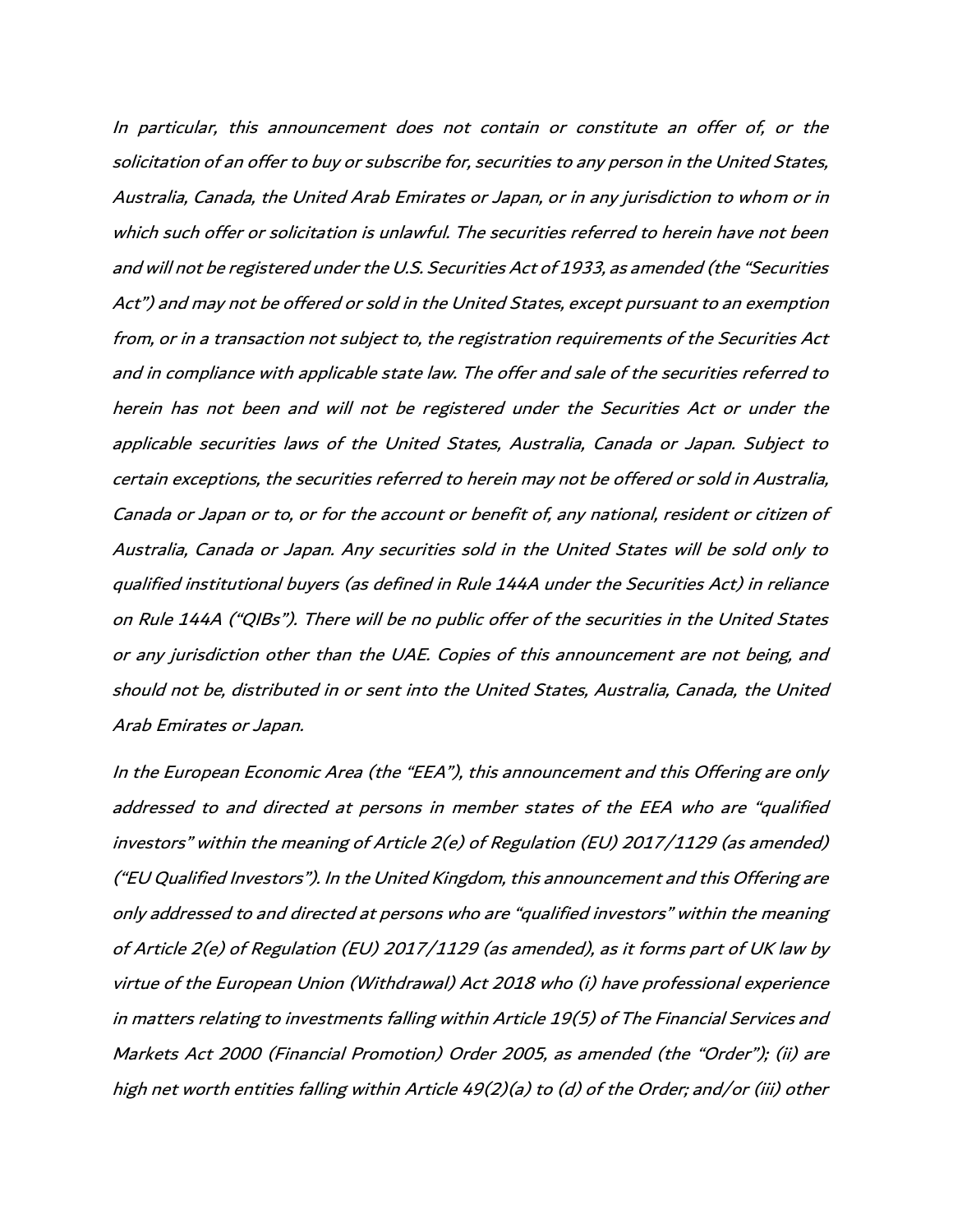*In particular, this announcement does not contain or constitute an offer of, or the solicitation of an offer to buy or subscribe for, securities to any person in the United States, Australia, Canada, the United Arab Emirates or Japan, or in any jurisdiction to whom or in which such offer or solicitation is unlawful. The securities referred to herein have not been and will not be registered under the U.S. Securities Act of 1933, as amended (the "Securities Act") and may not be offered or sold in the United States, except pursuant to an exemption from, or in a transaction not subject to, the registration requirements of the Securities Act and in compliance with applicable state law. The offer and sale of the securities referred to herein has not been and will not be registered under the Securities Act or under the applicable securities laws of the United States, Australia, Canada or Japan. Subject to certain exceptions, the securities referred to herein may not be offered or sold in Australia, Canada or Japan or to, or for the account or benefit of, any national, resident or citizen of Australia, Canada or Japan. Any securities sold in the United States will be sold only to qualified institutional buyers (as defined in Rule 144A under the Securities Act) in reliance on Rule 144A ("QIBs"). There will be no public offer of the securities in the United States or any jurisdiction other than the UAE. Copies of this announcement are not being, and should not be, distributed in or sent into the United States, Australia, Canada, the United Arab Emirates or Japan.*

*In the European Economic Area (the "EEA"), this announcement and this Offering are only addressed to and directed at persons in member states of the EEA who are "qualified investors" within the meaning of Article 2(e) of Regulation (EU) 2017/1129 (as amended) ("EU Qualified Investors"). In the United Kingdom, this announcement and this Offering are only addressed to and directed at persons who are "qualified investors" within the meaning of Article 2(e) of Regulation (EU) 2017/1129 (as amended), as it forms part of UK law by virtue of the European Union (Withdrawal) Act 2018 who (i) have professional experience in matters relating to investments falling within Article 19(5) of The Financial Services and Markets Act 2000 (Financial Promotion) Order 2005, as amended (the "Order"); (ii) are high net worth entities falling within Article 49(2)(a) to (d) of the Order; and/or (iii) other*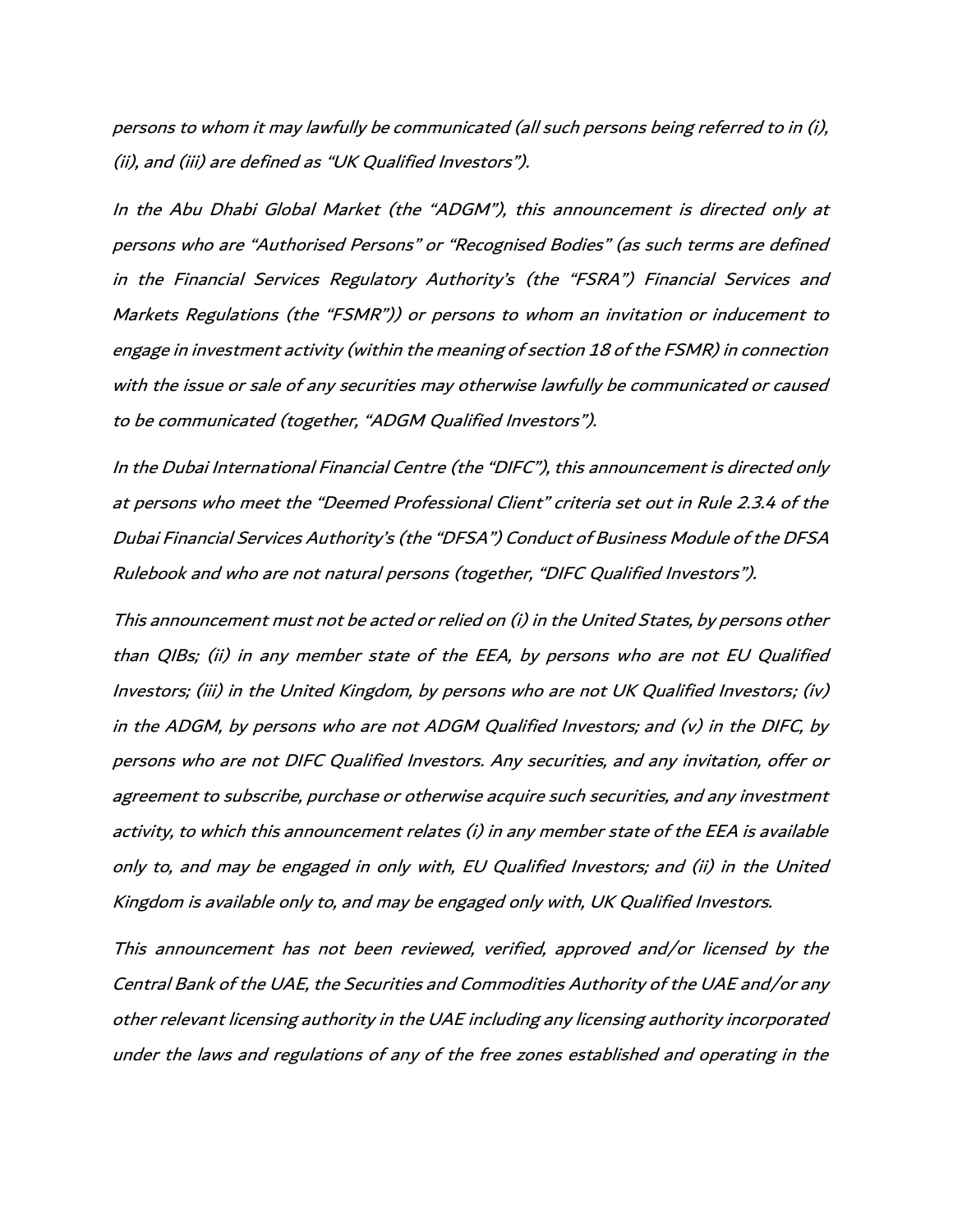*persons to whom it may lawfully be communicated (all such persons being referred to in (i), (ii), and (iii) are defined as "UK Qualified Investors").*

*In the Abu Dhabi Global Market (the "ADGM"), this announcement is directed only at persons who are "Authorised Persons" or "Recognised Bodies" (as such terms are defined in the Financial Services Regulatory Authority's (the "FSRA") Financial Services and Markets Regulations (the "FSMR")) or persons to whom an invitation or inducement to engage in investment activity (within the meaning of section 18 of the FSMR) in connection with the issue or sale of any securities may otherwise lawfully be communicated or caused to be communicated (together, "ADGM Qualified Investors").*

*In the Dubai International Financial Centre (the "DIFC"), this announcement is directed only at persons who meet the "Deemed Professional Client" criteria set out in Rule 2.3.4 of the Dubai Financial Services Authority's (the "DFSA") Conduct of Business Module of the DFSA Rulebook and who are not natural persons (together, "DIFC Qualified Investors").*

*This announcement must not be acted or relied on (i) in the United States, by persons other than QIBs; (ii) in any member state of the EEA, by persons who are not EU Qualified Investors; (iii) in the United Kingdom, by persons who are not UK Qualified Investors; (iv) in the ADGM, by persons who are not ADGM Qualified Investors; and (v) in the DIFC, by persons who are not DIFC Qualified Investors. Any securities, and any invitation, offer or agreement to subscribe, purchase or otherwise acquire such securities, and any investment activity, to which this announcement relates (i) in any member state of the EEA is available only to, and may be engaged in only with, EU Qualified Investors; and (ii) in the United Kingdom is available only to, and may be engaged only with, UK Qualified Investors.*

*This announcement has not been reviewed, verified, approved and/or licensed by the Central Bank of the UAE, the Securities and Commodities Authority of the UAE and/or any other relevant licensing authority in the UAE including any licensing authority incorporated under the laws and regulations of any of the free zones established and operating in the*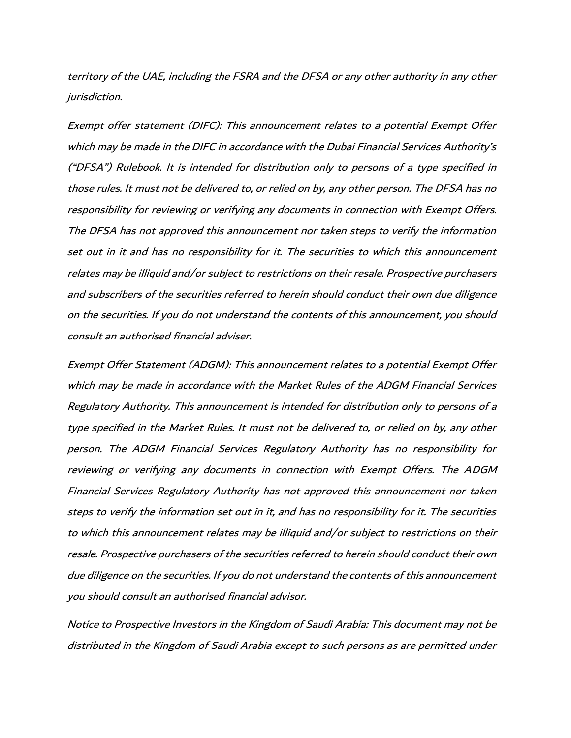*territory of the UAE, including the FSRA and the DFSA or any other authority in any other jurisdiction.*

*Exempt offer statement (DIFC): This announcement relates to a potential Exempt Offer which may be made in the DIFC in accordance with the Dubai Financial Services Authority's ("DFSA") Rulebook. It is intended for distribution only to persons of a type specified in those rules. It must not be delivered to, or relied on by, any other person. The DFSA has no responsibility for reviewing or verifying any documents in connection with Exempt Offers. The DFSA has not approved this announcement nor taken steps to verify the information set out in it and has no responsibility for it. The securities to which this announcement relates may be illiquid and/or subject to restrictions on their resale. Prospective purchasers and subscribers of the securities referred to herein should conduct their own due diligence on the securities. If you do not understand the contents of this announcement, you should consult an authorised financial adviser.*

*Exempt Offer Statement (ADGM): This announcement relates to a potential Exempt Offer which may be made in accordance with the Market Rules of the ADGM Financial Services Regulatory Authority. This announcement is intended for distribution only to persons of a type specified in the Market Rules. It must not be delivered to, or relied on by, any other person. The ADGM Financial Services Regulatory Authority has no responsibility for reviewing or verifying any documents in connection with Exempt Offers. The ADGM Financial Services Regulatory Authority has not approved this announcement nor taken steps to verify the information set out in it, and has no responsibility for it. The securities to which this announcement relates may be illiquid and/or subject to restrictions on their resale. Prospective purchasers of the securities referred to herein should conduct their own due diligence on the securities. If you do not understand the contents of this announcement you should consult an authorised financial advisor.*

*Notice to Prospective Investors in the Kingdom of Saudi Arabia: This document may not be distributed in the Kingdom of Saudi Arabia except to such persons as are permitted under*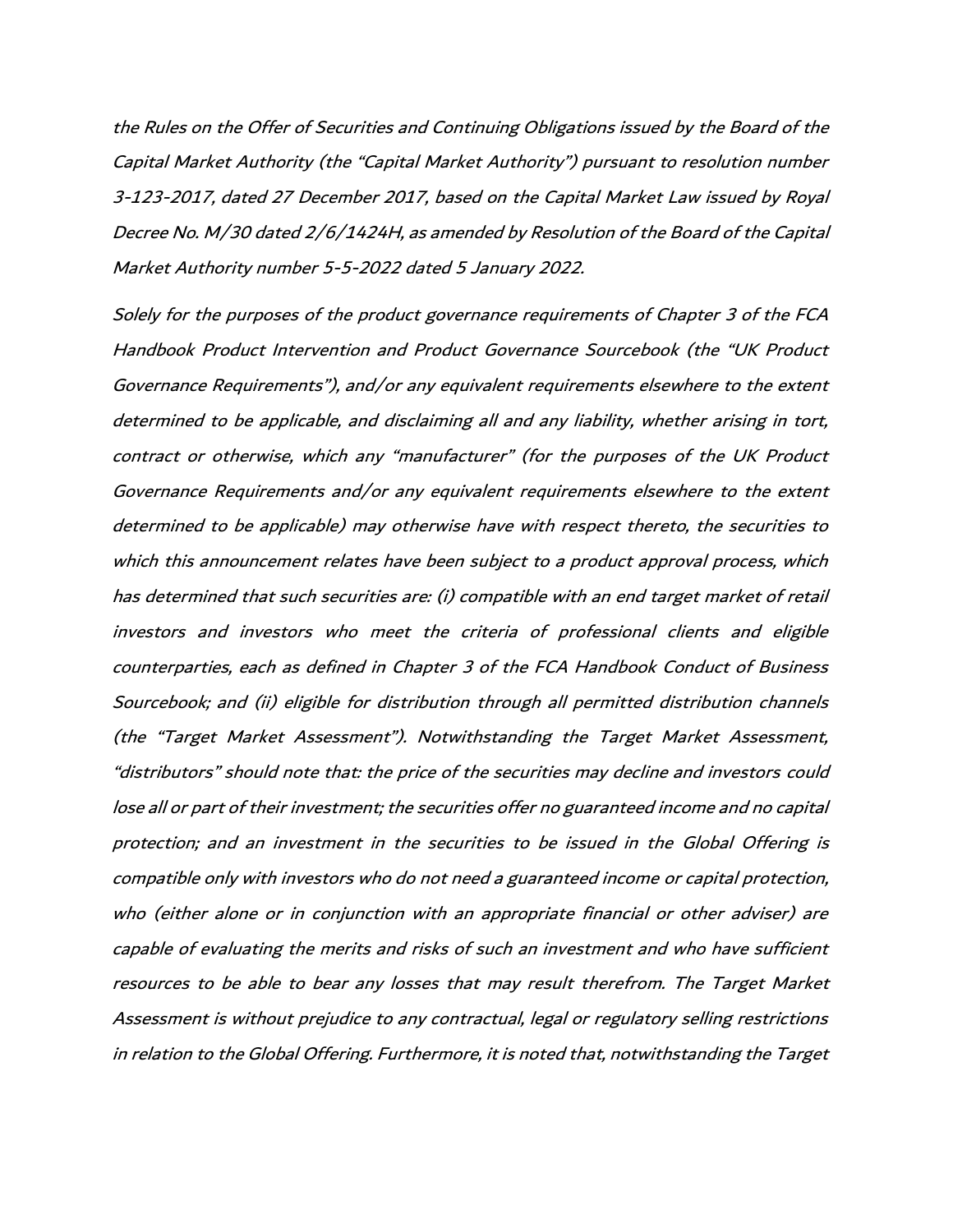*the Rules on the Offer of Securities and Continuing Obligations issued by the Board of the Capital Market Authority (the "Capital Market Authority") pursuant to resolution number 3-123-2017, dated 27 December 2017, based on the Capital Market Law issued by Royal Decree No. M/30 dated 2/6/1424H, as amended by Resolution of the Board of the Capital Market Authority number 5-5-2022 dated 5 January 2022.*

*Solely for the purposes of the product governance requirements of Chapter 3 of the FCA Handbook Product Intervention and Product Governance Sourcebook (the "UK Product Governance Requirements"), and/or any equivalent requirements elsewhere to the extent determined to be applicable, and disclaiming all and any liability, whether arising in tort, contract or otherwise, which any "manufacturer" (for the purposes of the UK Product Governance Requirements and/or any equivalent requirements elsewhere to the extent determined to be applicable) may otherwise have with respect thereto, the securities to which this announcement relates have been subject to a product approval process, which has determined that such securities are: (i) compatible with an end target market of retail investors and investors who meet the criteria of professional clients and eligible counterparties, each as defined in Chapter 3 of the FCA Handbook Conduct of Business Sourcebook; and (ii) eligible for distribution through all permitted distribution channels (the "Target Market Assessment"). Notwithstanding the Target Market Assessment, "distributors" should note that: the price of the securities may decline and investors could lose all or part of their investment; the securities offer no guaranteed income and no capital protection; and an investment in the securities to be issued in the Global Offering is compatible only with investors who do not need a guaranteed income or capital protection, who (either alone or in conjunction with an appropriate financial or other adviser) are capable of evaluating the merits and risks of such an investment and who have sufficient resources to be able to bear any losses that may result therefrom. The Target Market Assessment is without prejudice to any contractual, legal or regulatory selling restrictions in relation to the Global Offering. Furthermore, it is noted that, notwithstanding the Target*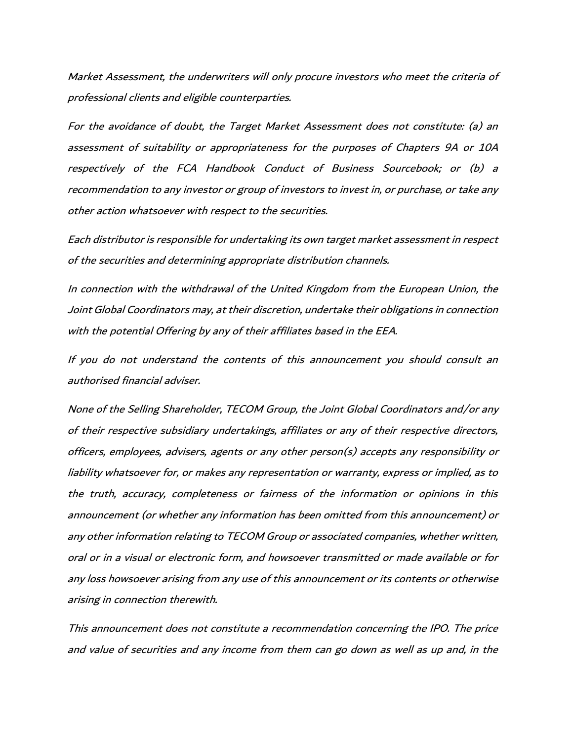*Market Assessment, the underwriters will only procure investors who meet the criteria of professional clients and eligible counterparties.*

*For the avoidance of doubt, the Target Market Assessment does not constitute: (a) an assessment of suitability or appropriateness for the purposes of Chapters 9A or 10A respectively of the FCA Handbook Conduct of Business Sourcebook; or (b) a recommendation to any investor or group of investors to invest in, or purchase, or take any other action whatsoever with respect to the securities.*

*Each distributor is responsible for undertaking its own target market assessment in respect of the securities and determining appropriate distribution channels.*

*In connection with the withdrawal of the United Kingdom from the European Union, the Joint Global Coordinators may, at their discretion, undertake their obligations in connection with the potential Offering by any of their affiliates based in the EEA.*

*If you do not understand the contents of this announcement you should consult an authorised financial adviser.*

*None of the Selling Shareholder, TECOM Group, the Joint Global Coordinators and/or any of their respective subsidiary undertakings, affiliates or any of their respective directors, officers, employees, advisers, agents or any other person(s) accepts any responsibility or liability whatsoever for, or makes any representation or warranty, express or implied, as to the truth, accuracy, completeness or fairness of the information or opinions in this announcement (or whether any information has been omitted from this announcement) or any other information relating to TECOM Group or associated companies, whether written, oral or in a visual or electronic form, and howsoever transmitted or made available or for any loss howsoever arising from any use of this announcement or its contents or otherwise arising in connection therewith.*

*This announcement does not constitute a recommendation concerning the IPO. The price and value of securities and any income from them can go down as well as up and, in the*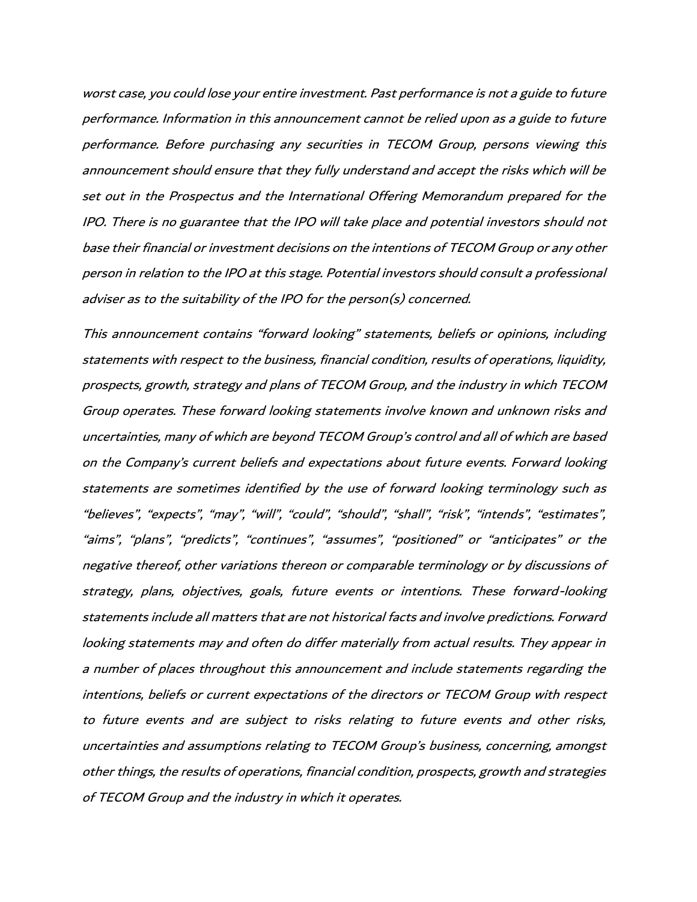*worst case, you could lose your entire investment. Past performance is not a guide to future performance. Information in this announcement cannot be relied upon as a guide to future performance. Before purchasing any securities in TECOM Group, persons viewing this announcement should ensure that they fully understand and accept the risks which will be set out in the Prospectus and the International Offering Memorandum prepared for the IPO. There is no guarantee that the IPO will take place and potential investors should not base their financial or investment decisions on the intentions of TECOM Group or any other person in relation to the IPO at this stage. Potential investors should consult a professional adviser as to the suitability of the IPO for the person(s) concerned.*

*This announcement contains "forward looking" statements, beliefs or opinions, including statements with respect to the business, financial condition, results of operations, liquidity, prospects, growth, strategy and plans of TECOM Group, and the industry in which TECOM Group operates. These forward looking statements involve known and unknown risks and uncertainties, many of which are beyond TECOM Group's control and all of which are based on the Company's current beliefs and expectations about future events. Forward looking statements are sometimes identified by the use of forward looking terminology such as "believes", "expects", "may", "will", "could", "should", "shall", "risk", "intends", "estimates", "aims", "plans", "predicts", "continues", "assumes", "positioned" or "anticipates" or the negative thereof, other variations thereon or comparable terminology or by discussions of strategy, plans, objectives, goals, future events or intentions. These forward-looking statements include all matters that are not historical facts and involve predictions. Forward looking statements may and often do differ materially from actual results. They appear in a number of places throughout this announcement and include statements regarding the intentions, beliefs or current expectations of the directors or TECOM Group with respect to future events and are subject to risks relating to future events and other risks, uncertainties and assumptions relating to TECOM Group's business, concerning, amongst other things, the results of operations, financial condition, prospects, growth and strategies of TECOM Group and the industry in which it operates.*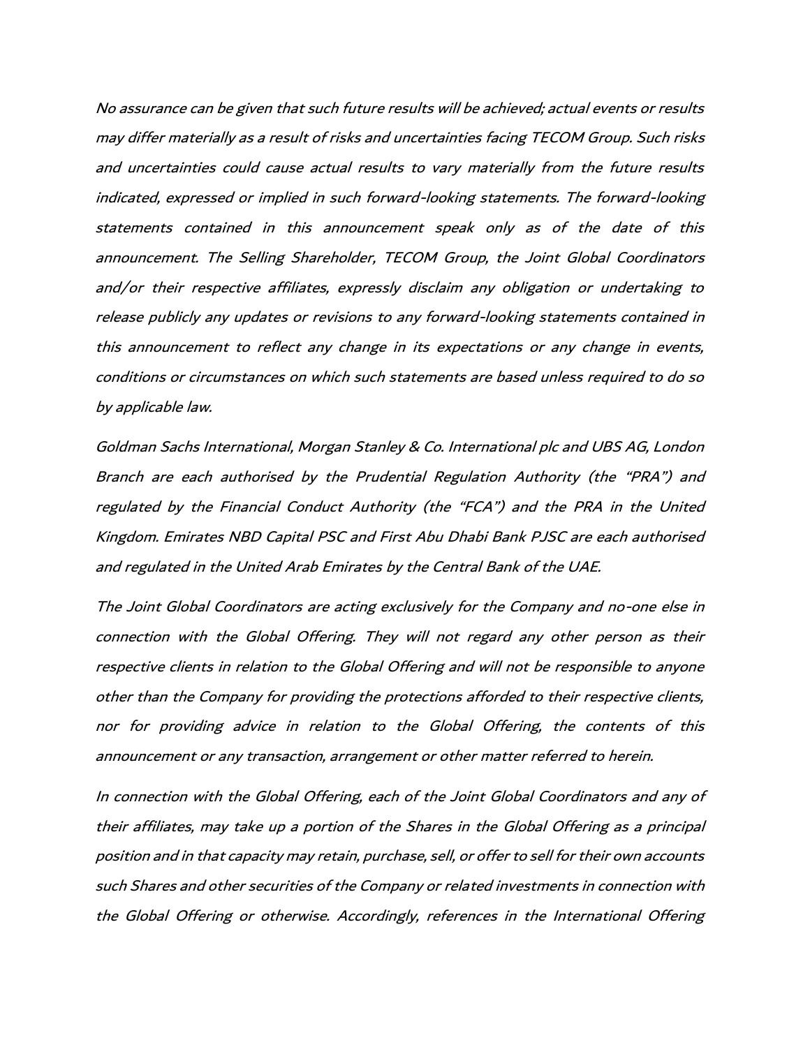*No assurance can be given that such future results will be achieved; actual events or results may differ materially as a result of risks and uncertainties facing TECOM Group. Such risks and uncertainties could cause actual results to vary materially from the future results indicated, expressed or implied in such forward-looking statements. The forward-looking statements contained in this announcement speak only as of the date of this announcement. The Selling Shareholder, TECOM Group, the Joint Global Coordinators and/or their respective affiliates, expressly disclaim any obligation or undertaking to release publicly any updates or revisions to any forward-looking statements contained in this announcement to reflect any change in its expectations or any change in events, conditions or circumstances on which such statements are based unless required to do so by applicable law.*

*Goldman Sachs International, Morgan Stanley & Co. International plc and UBS AG, London Branch are each authorised by the Prudential Regulation Authority (the "PRA") and regulated by the Financial Conduct Authority (the "FCA") and the PRA in the United Kingdom. Emirates NBD Capital PSC and First Abu Dhabi Bank PJSC are each authorised and regulated in the United Arab Emirates by the Central Bank of the UAE.*

*The Joint Global Coordinators are acting exclusively for the Company and no-one else in connection with the Global Offering. They will not regard any other person as their respective clients in relation to the Global Offering and will not be responsible to anyone other than the Company for providing the protections afforded to their respective clients, nor for providing advice in relation to the Global Offering, the contents of this announcement or any transaction, arrangement or other matter referred to herein.*

*In connection with the Global Offering, each of the Joint Global Coordinators and any of their affiliates, may take up a portion of the Shares in the Global Offering as a principal position and in that capacity may retain, purchase, sell, or offer to sell for their own accounts such Shares and other securities of the Company or related investments in connection with the Global Offering or otherwise. Accordingly, references in the International Offering*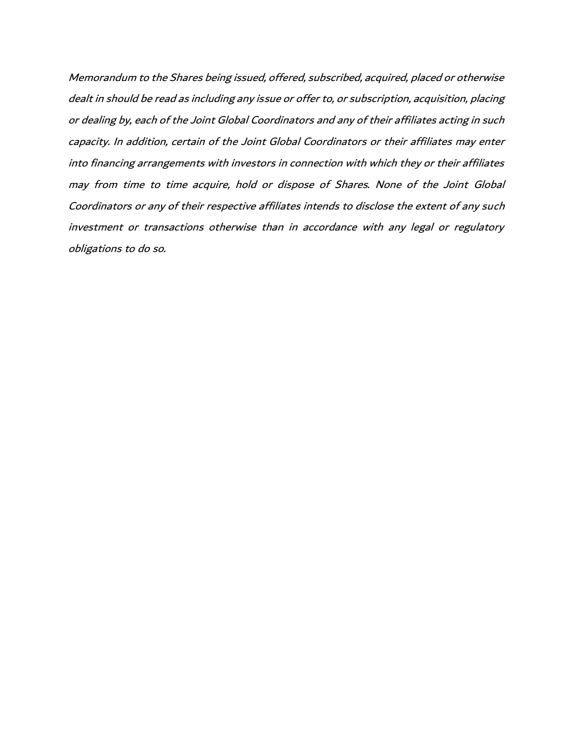*Memorandum to the Shares being issued, offered, subscribed, acquired, placed or otherwise dealt in should be read as including any issue or offer to, or subscription, acquisition, placing or dealing by, each of the Joint Global Coordinators and any of their affiliates acting in such capacity. In addition, certain of the Joint Global Coordinators or their affiliates may enter into financing arrangements with investors in connection with which they or their affiliates may from time to time acquire, hold or dispose of Shares. None of the Joint Global Coordinators or any of their respective affiliates intends to disclose the extent of any such investment or transactions otherwise than in accordance with any legal or regulatory obligations to do so.*